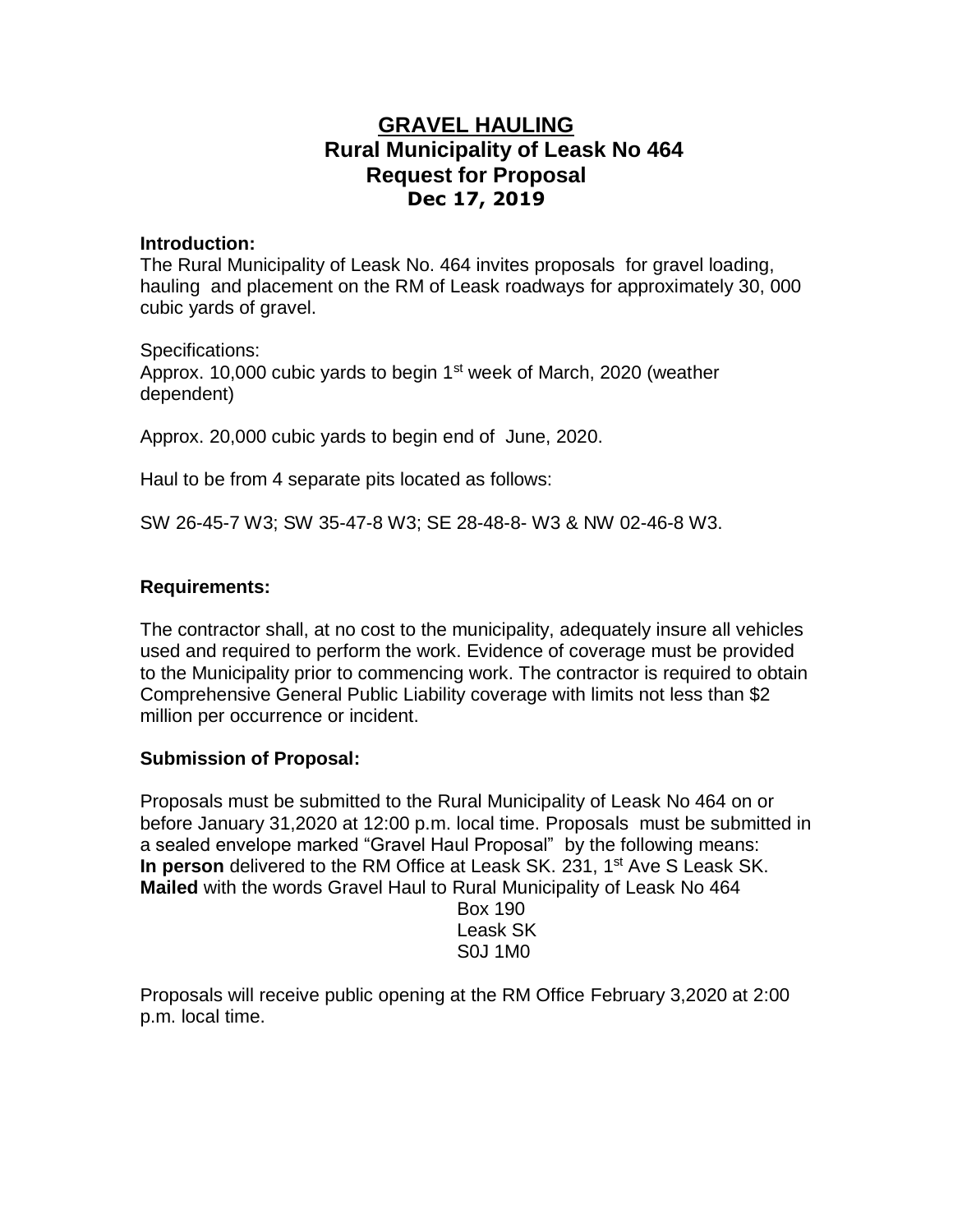# GRAVEL HAULING

## Rural Municipality of Leask No 464

## Request for Proposal

**Dec 17, 2019**

**Introduction:**

The Rural Municipality of Leask No. 464 invites proposals for gravel loading, hauling and placement on the RM of Leask roadways for approximately 30, 000 cubic yards of gravel.

Specifications:

Approx. 10,000 cubic yards to begin 1st week of March, 2020 (weather dependent)

Approx. 20,000 cubic yards to begin end of June, 2020.

Haul to be from 4 separate pits located as follows:

SW 26-45-7 W3; SW 35-47-8 W3; SE 28-48-8- W3 & NW 02-46-8 W3.

**Requirements:**

The contractor shall, at no cost to the municipality, adequately insure all vehicles used and required to perform the work. Evidence of coverage must be provided to the Municipality prior to commencing work. The contractor is required to obtain Comprehensive General Public Liability coverage with limits not less than $2 million per occurrence or incident.

**Submission of Proposal:**

Proposals must be submitted to the Rural Municipality of Leask No 464 on or before January 31,2020 at 12:00 p.m. local time. Proposals must be submitted in a sealed envelope marked "Gravel Haul Proposal" by the following means:

**In person** delivered to the RM Office at Leask SK. 231, 1st Ave S Leask SK.

**Mailed** with the words Gravel Haul to Rural Municipality of Leask No 464

Box 190
Leask SK
S0J 1M0

Proposals will receive public opening at the RM Office February 3,2020 at 2:00 p.m. local time.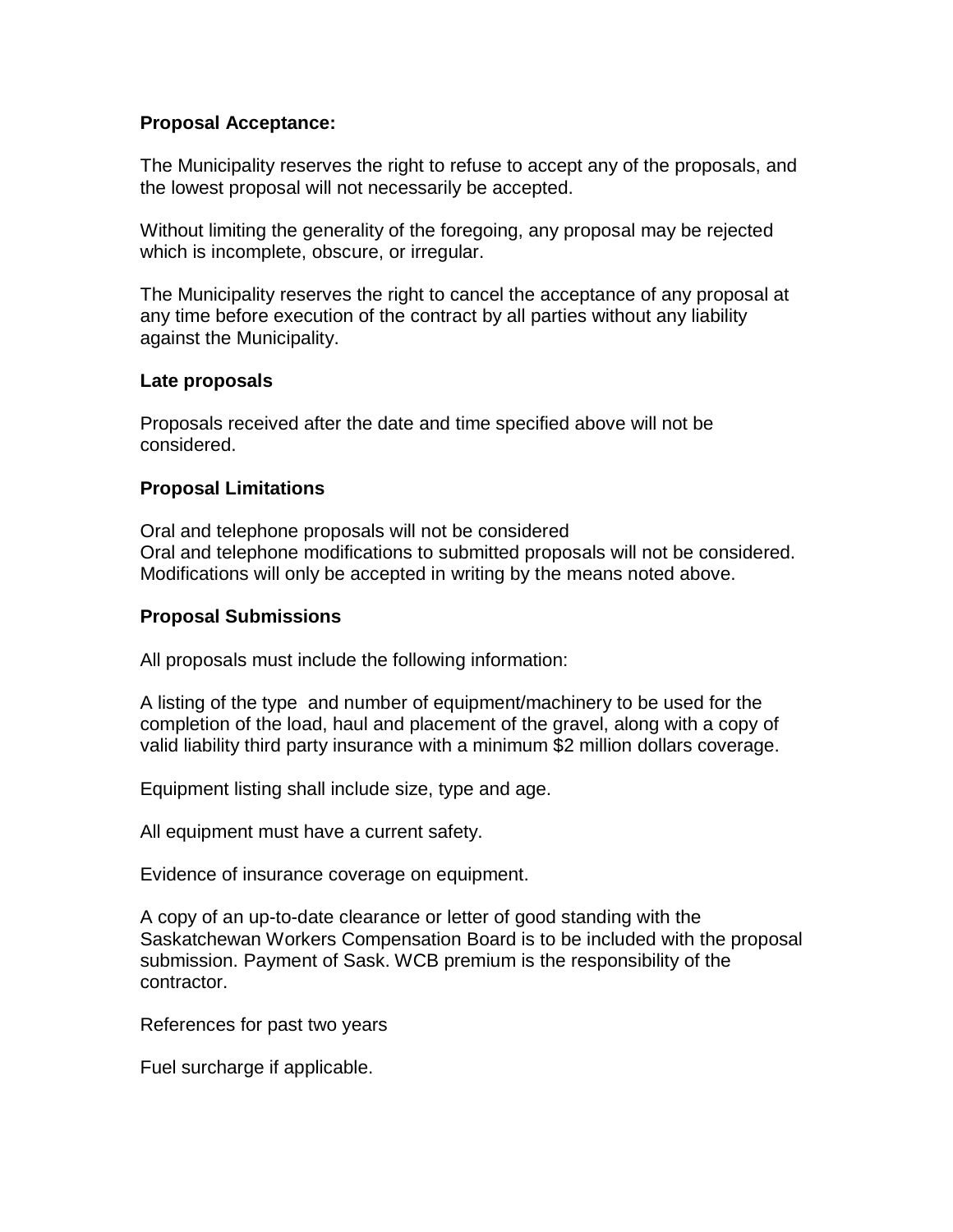**Proposal Acceptance:**

The Municipality reserves the right to refuse to accept any of the proposals, and the lowest proposal will not necessarily be accepted.

Without limiting the generality of the foregoing, any proposal may be rejected which is incomplete, obscure, or irregular.

The Municipality reserves the right to cancel the acceptance of any proposal at any time before execution of the contract by all parties without any liability against the Municipality.

**Late proposals**

Proposals received after the date and time specified above will not be considered.

**Proposal Limitations**

Oral and telephone proposals will not be considered
Oral and telephone modifications to submitted proposals will not be considered. Modifications will only be accepted in writing by the means noted above.

**Proposal Submissions**

All proposals must include the following information:

A listing of the type and number of equipment/machinery to be used for the completion of the load, haul and placement of the gravel, along with a copy of valid liability third party insurance with a minimum $2 million dollars coverage.

Equipment listing shall include size, type and age.

All equipment must have a current safety.

Evidence of insurance coverage on equipment.

A copy of an up-to-date clearance or letter of good standing with the Saskatchewan Workers Compensation Board is to be included with the proposal submission. Payment of Sask. WCB premium is the responsibility of the contractor.

References for past two years

Fuel surcharge if applicable.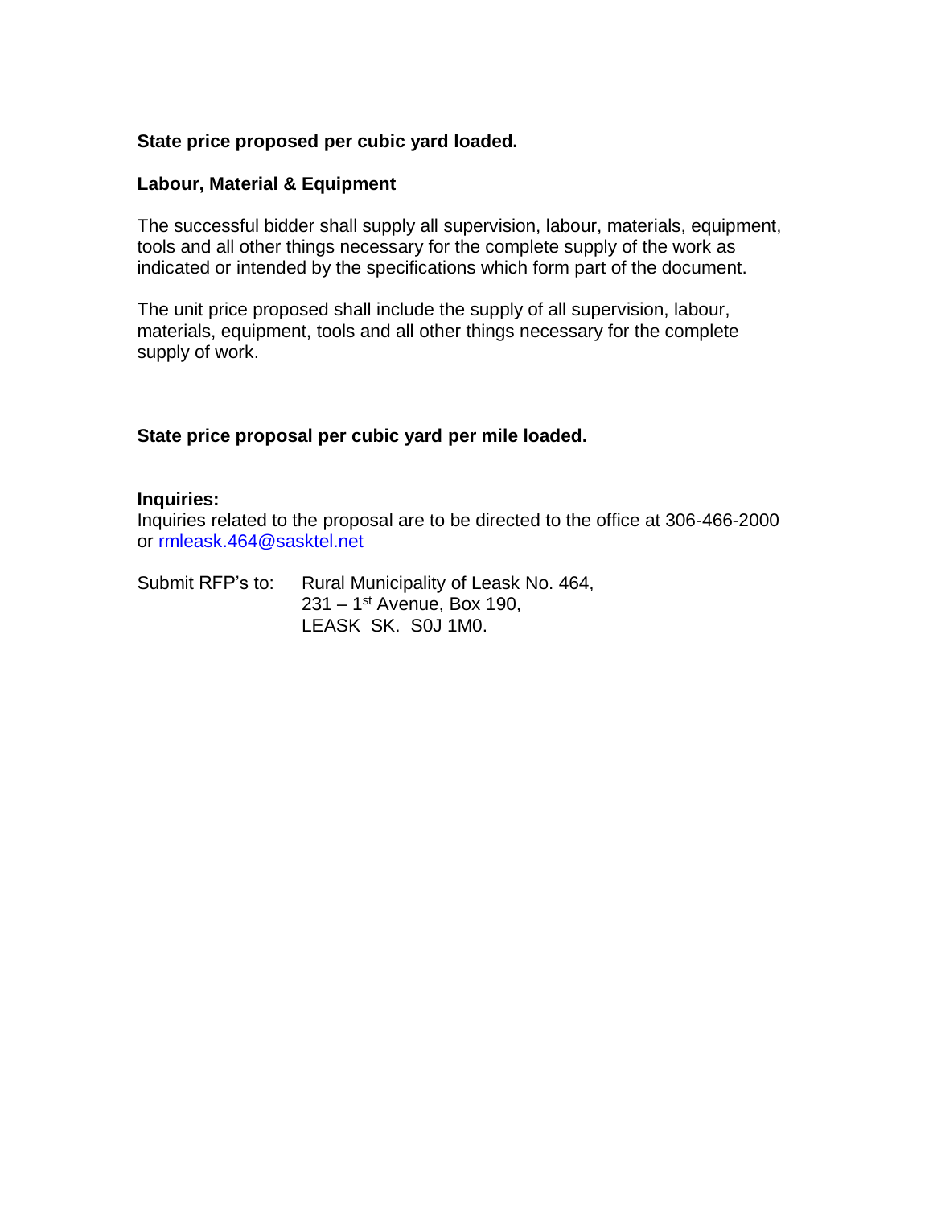**State price proposed per cubic yard loaded.**

**Labour, Material & Equipment**

The successful bidder shall supply all supervision, labour, materials, equipment, tools and all other things necessary for the complete supply of the work as indicated or intended by the specifications which form part of the document.

The unit price proposed shall include the supply of all supervision, labour, materials, equipment, tools and all other things necessary for the complete supply of work.

**State price proposal per cubic yard per mile loaded.**

**Inquiries:**
Inquiries related to the proposal are to be directed to the office at 306-466-2000 or rmleask.464@sasktel.net

Submit RFP's to: Rural Municipality of Leask No. 464,
231 – 1st Avenue, Box 190,
LEASK SK. S0J 1M0.